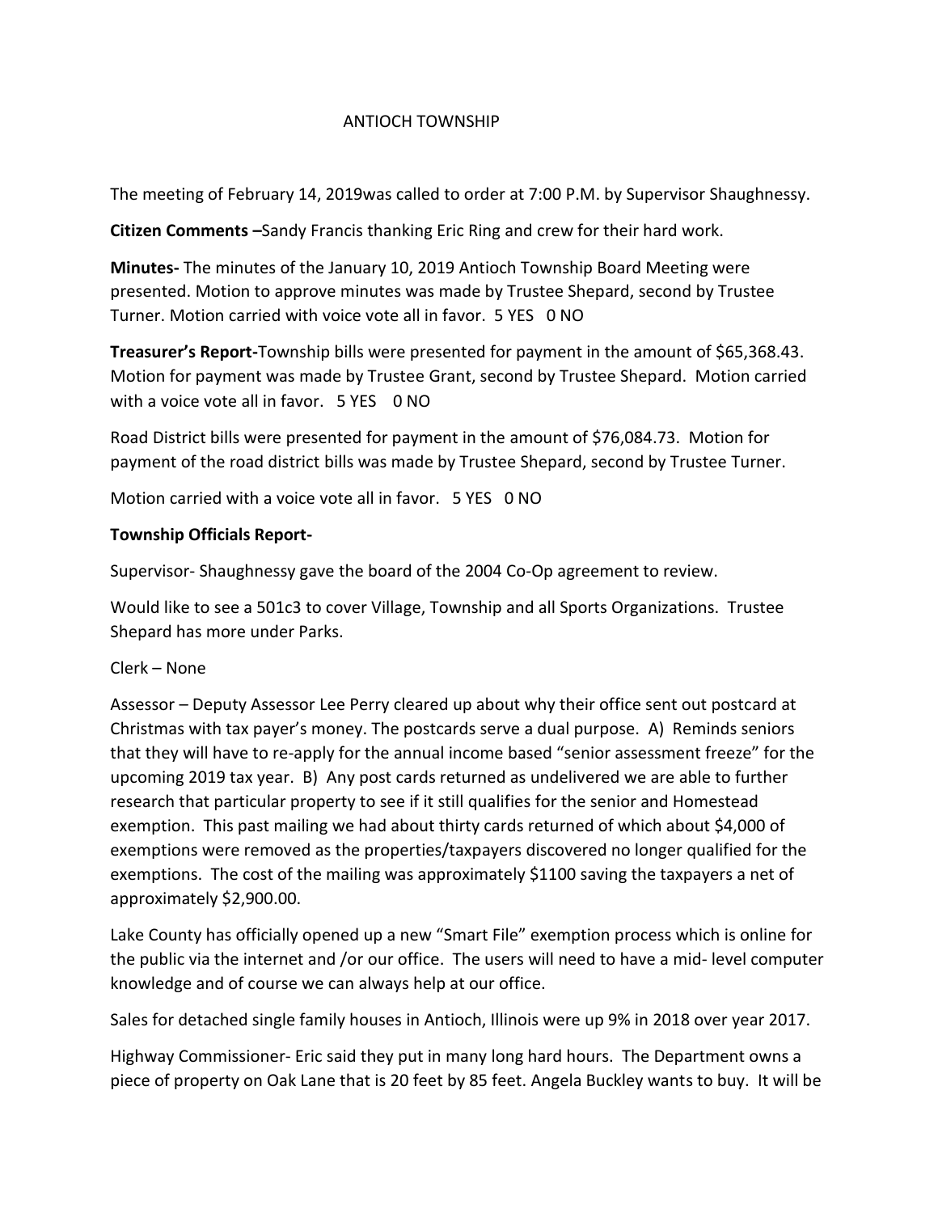ANTIOCH TOWNSHIP

The meeting of February 14, 2019was called to order at 7:00 P.M. by Supervisor Shaughnessy.

**Citizen Comments –**Sandy Francis thanking Eric Ring and crew for their hard work.

**Minutes-** The minutes of the January 10, 2019 Antioch Township Board Meeting were presented. Motion to approve minutes was made by Trustee Shepard, second by Trustee Turner. Motion carried with voice vote all in favor. 5 YES 0 NO

**Treasurer's Report-**Township bills were presented for payment in the amount of $65,368.43. Motion for payment was made by Trustee Grant, second by Trustee Shepard. Motion carried with a voice vote all in favor. 5 YES 0 NO

Road District bills were presented for payment in the amount of $76,084.73. Motion for payment of the road district bills was made by Trustee Shepard, second by Trustee Turner.

Motion carried with a voice vote all in favor. 5 YES 0 NO

**Township Officials Report-**

Supervisor- Shaughnessy gave the board of the 2004 Co-Op agreement to review.

Would like to see a 501c3 to cover Village, Township and all Sports Organizations. Trustee Shepard has more under Parks.

Clerk – None

Assessor – Deputy Assessor Lee Perry cleared up about why their office sent out postcard at Christmas with tax payer's money. The postcards serve a dual purpose. A) Reminds seniors that they will have to re-apply for the annual income based "senior assessment freeze" for the upcoming 2019 tax year. B) Any post cards returned as undelivered we are able to further research that particular property to see if it still qualifies for the senior and Homestead exemption. This past mailing we had about thirty cards returned of which about $4,000 of exemptions were removed as the properties/taxpayers discovered no longer qualified for the exemptions. The cost of the mailing was approximately $1100 saving the taxpayers a net of approximately $2,900.00.

Lake County has officially opened up a new "Smart File" exemption process which is online for the public via the internet and /or our office. The users will need to have a mid- level computer knowledge and of course we can always help at our office.

Sales for detached single family houses in Antioch, Illinois were up 9% in 2018 over year 2017.

Highway Commissioner- Eric said they put in many long hard hours. The Department owns a piece of property on Oak Lane that is 20 feet by 85 feet. Angela Buckley wants to buy. It will be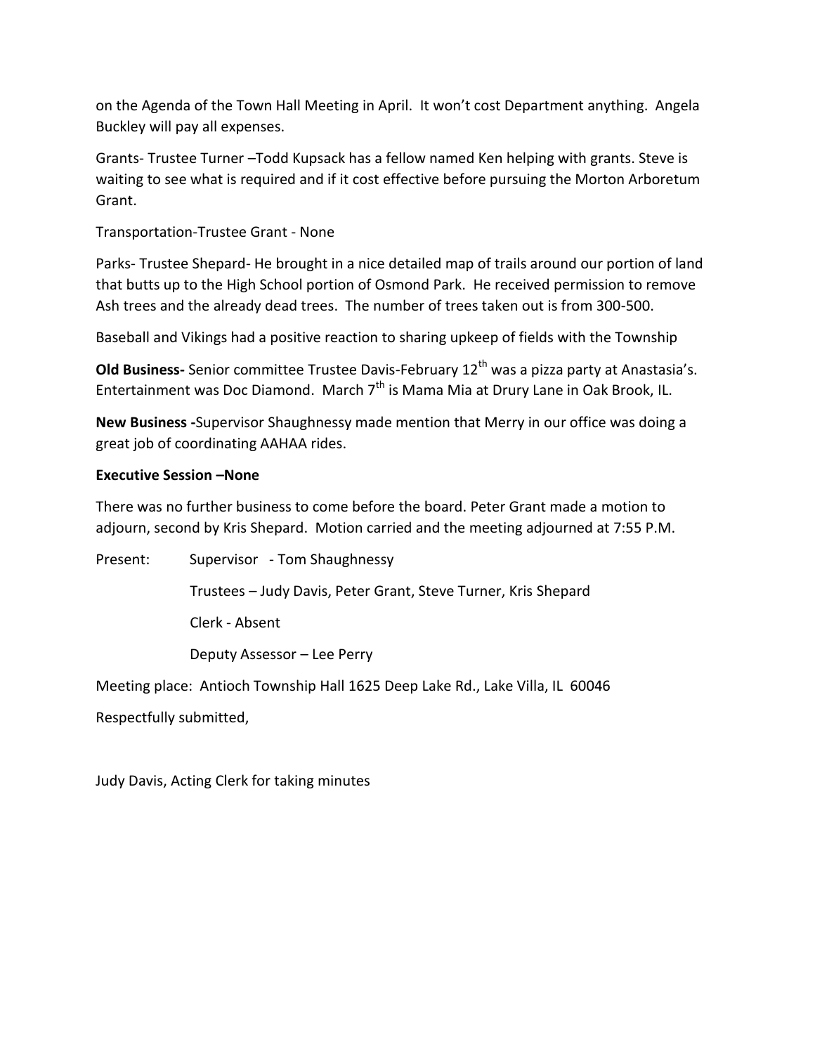on the Agenda of the Town Hall Meeting in April. It won't cost Department anything. Angela Buckley will pay all expenses.

Grants- Trustee Turner –Todd Kupsack has a fellow named Ken helping with grants. Steve is waiting to see what is required and if it cost effective before pursuing the Morton Arboretum Grant.

Transportation-Trustee Grant - None

Parks- Trustee Shepard- He brought in a nice detailed map of trails around our portion of land that butts up to the High School portion of Osmond Park. He received permission to remove Ash trees and the already dead trees. The number of trees taken out is from 300-500.

Baseball and Vikings had a positive reaction to sharing upkeep of fields with the Township

**Old Business-** Senior committee Trustee Davis-February 12th was a pizza party at Anastasia's. Entertainment was Doc Diamond. March 7th is Mama Mia at Drury Lane in Oak Brook, IL.

**New Business -**Supervisor Shaughnessy made mention that Merry in our office was doing a great job of coordinating AAHAA rides.

**Executive Session –None**

There was no further business to come before the board. Peter Grant made a motion to adjourn, second by Kris Shepard. Motion carried and the meeting adjourned at 7:55 P.M.

Present: Supervisor - Tom Shaughnessy

Trustees – Judy Davis, Peter Grant, Steve Turner, Kris Shepard

Clerk - Absent

Deputy Assessor – Lee Perry

Meeting place: Antioch Township Hall 1625 Deep Lake Rd., Lake Villa, IL 60046

Respectfully submitted,

Judy Davis, Acting Clerk for taking minutes